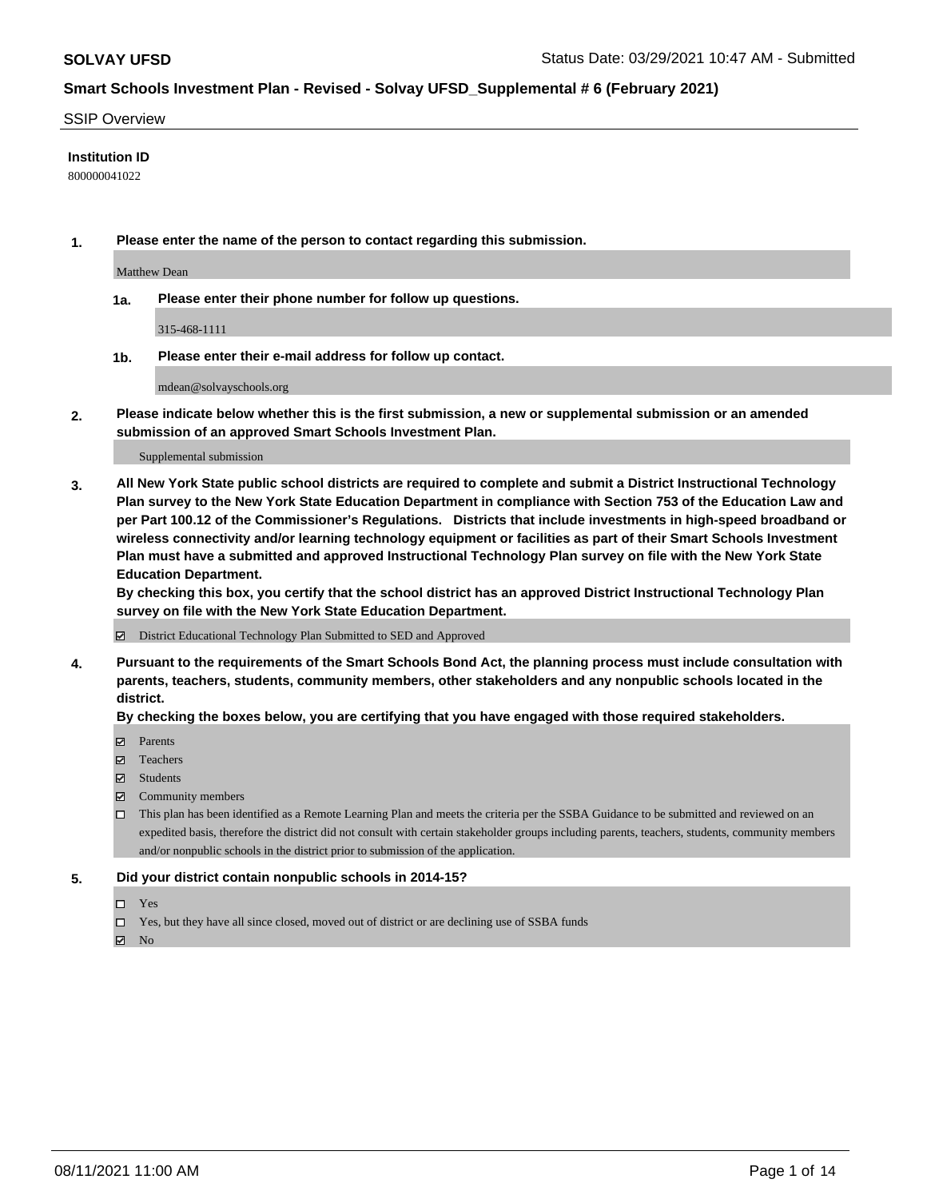SSIP Overview

**Institution ID**

800000041022

**1. Please enter the name of the person to contact regarding this submission.**

Matthew Dean

**1a. Please enter their phone number for follow up questions.**

315-468-1111

**1b. Please enter their e-mail address for follow up contact.**

mdean@solvayschools.org

**2. Please indicate below whether this is the first submission, a new or supplemental submission or an amended submission of an approved Smart Schools Investment Plan.**

Supplemental submission

**3. All New York State public school districts are required to complete and submit a District Instructional Technology Plan survey to the New York State Education Department in compliance with Section 753 of the Education Law and per Part 100.12 of the Commissioner's Regulations. Districts that include investments in high-speed broadband or wireless connectivity and/or learning technology equipment or facilities as part of their Smart Schools Investment Plan must have a submitted and approved Instructional Technology Plan survey on file with the New York State Education Department.**

**By checking this box, you certify that the school district has an approved District Instructional Technology Plan survey on file with the New York State Education Department.**

- [x] District Educational Technology Plan Submitted to SED and Approved

**4. Pursuant to the requirements of the Smart Schools Bond Act, the planning process must include consultation with parents, teachers, students, community members, other stakeholders and any nonpublic schools located in the district.**

**By checking the boxes below, you are certifying that you have engaged with those required stakeholders.**

- [x] Parents
- [x] Teachers
- [x] Students
- [x] Community members
- [ ] This plan has been identified as a Remote Learning Plan and meets the criteria per the SSBA Guidance to be submitted and reviewed on an expedited basis, therefore the district did not consult with certain stakeholder groups including parents, teachers, students, community members and/or nonpublic schools in the district prior to submission of the application.

**5. Did your district contain nonpublic schools in 2014-15?**

- [ ] Yes
- [ ] Yes, but they have all since closed, moved out of district or are declining use of SSBA funds
- [x] No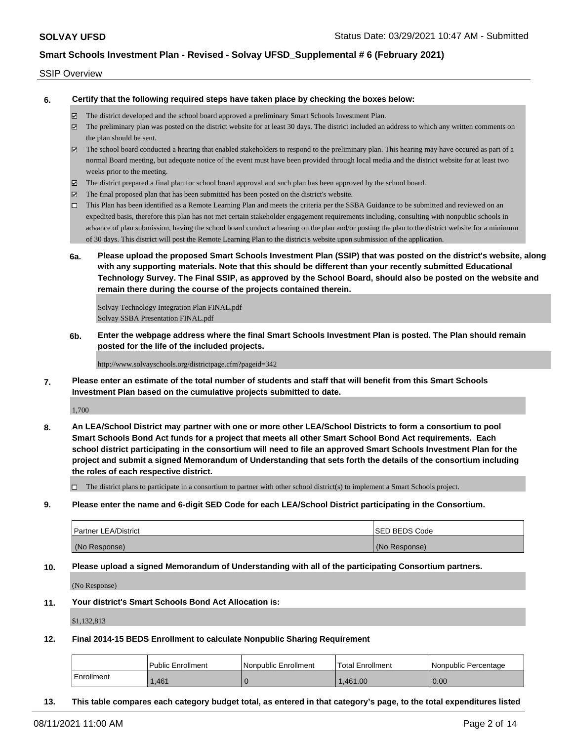SSIP Overview

**6. Certify that the following required steps have taken place by checking the boxes below:**

- ☑ The district developed and the school board approved a preliminary Smart Schools Investment Plan.
- ☑ The preliminary plan was posted on the district website for at least 30 days. The district included an address to which any written comments on the plan should be sent.
- ☑ The school board conducted a hearing that enabled stakeholders to respond to the preliminary plan. This hearing may have occured as part of a normal Board meeting, but adequate notice of the event must have been provided through local media and the district website for at least two weeks prior to the meeting.
- ☑ The district prepared a final plan for school board approval and such plan has been approved by the school board.
- ☑ The final proposed plan that has been submitted has been posted on the district's website.
- ☐ This Plan has been identified as a Remote Learning Plan and meets the criteria per the SSBA Guidance to be submitted and reviewed on an expedited basis, therefore this plan has not met certain stakeholder engagement requirements including, consulting with nonpublic schools in advance of plan submission, having the school board conduct a hearing on the plan and/or posting the plan to the district website for a minimum of 30 days. This district will post the Remote Learning Plan to the district's website upon submission of the application.

**6a. Please upload the proposed Smart Schools Investment Plan (SSIP) that was posted on the district's website, along with any supporting materials. Note that this should be different than your recently submitted Educational Technology Survey. The Final SSIP, as approved by the School Board, should also be posted on the website and remain there during the course of the projects contained therein.**

Solvay Technology Integration Plan FINAL.pdf
Solvay SSBA Presentation FINAL.pdf

**6b. Enter the webpage address where the final Smart Schools Investment Plan is posted. The Plan should remain posted for the life of the included projects.**

http://www.solvayschools.org/districtpage.cfm?pageid=342

**7. Please enter an estimate of the total number of students and staff that will benefit from this Smart Schools Investment Plan based on the cumulative projects submitted to date.**

1,700

**8. An LEA/School District may partner with one or more other LEA/School Districts to form a consortium to pool Smart Schools Bond Act funds for a project that meets all other Smart School Bond Act requirements. Each school district participating in the consortium will need to file an approved Smart Schools Investment Plan for the project and submit a signed Memorandum of Understanding that sets forth the details of the consortium including the roles of each respective district.**

- ☐ The district plans to participate in a consortium to partner with other school district(s) to implement a Smart Schools project.

**9. Please enter the name and 6-digit SED Code for each LEA/School District participating in the Consortium.**

| Partner LEA/District | SED BEDS Code |
|---|---|
| (No Response) | (No Response) |

**10. Please upload a signed Memorandum of Understanding with all of the participating Consortium partners.**

(No Response)

**11. Your district's Smart Schools Bond Act Allocation is:**

$1,132,813

**12. Final 2014-15 BEDS Enrollment to calculate Nonpublic Sharing Requirement**

| | Public Enrollment | Nonpublic Enrollment | Total Enrollment | Nonpublic Percentage |
|---|---|---|---|---|
| Enrollment | 1,461 | 0 | 1,461.00 | 0.00 |

**13. This table compares each category budget total, as entered in that category's page, to the total expenditures listed**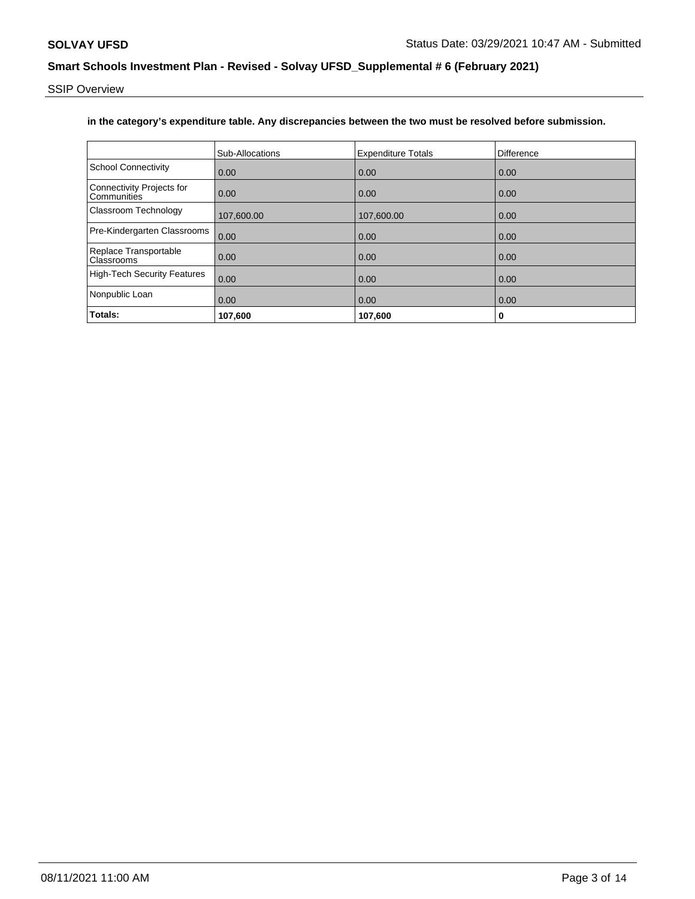**in the category's expenditure table. Any discrepancies between the two must be resolved before submission.**

| | Sub-Allocations | Expenditure Totals | Difference |
|---|---|---|---|
| School Connectivity | 0.00 | 0.00 | 0.00 |
| Connectivity Projects for Communities | 0.00 | 0.00 | 0.00 |
| Classroom Technology | 107,600.00 | 107,600.00 | 0.00 |
| Pre-Kindergarten Classrooms | 0.00 | 0.00 | 0.00 |
| Replace Transportable Classrooms | 0.00 | 0.00 | 0.00 |
| High-Tech Security Features | 0.00 | 0.00 | 0.00 |
| Nonpublic Loan | 0.00 | 0.00 | 0.00 |
| **Totals:** | **107,600** | **107,600** | **0** |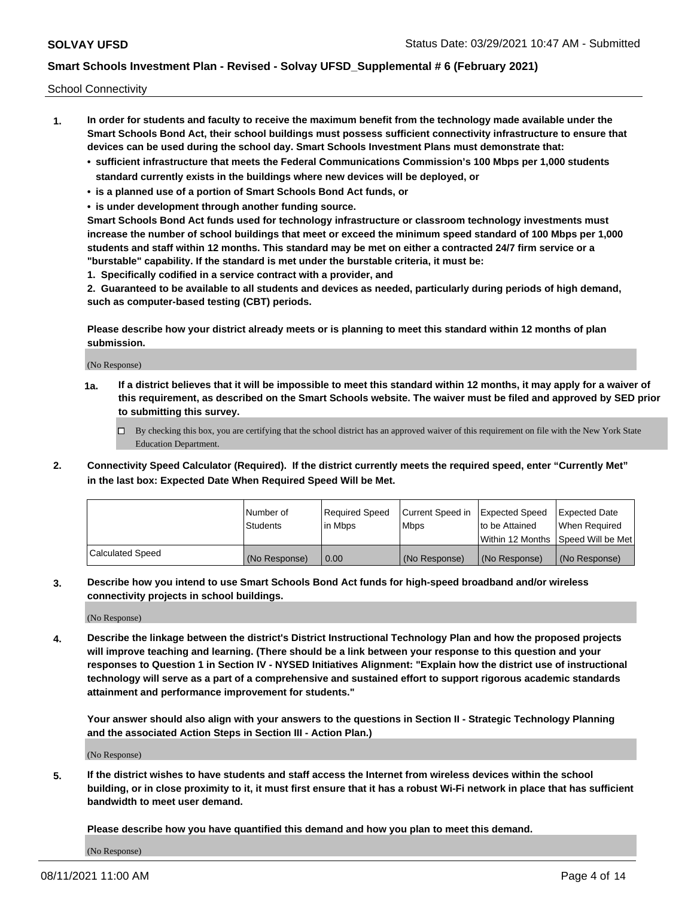School Connectivity

1. **In order for students and faculty to receive the maximum benefit from the technology made available under the Smart Schools Bond Act, their school buildings must possess sufficient connectivity infrastructure to ensure that devices can be used during the school day. Smart Schools Investment Plans must demonstrate that:**
   - **sufficient infrastructure that meets the Federal Communications Commission's 100 Mbps per 1,000 students standard currently exists in the buildings where new devices will be deployed, or**
   - **is a planned use of a portion of Smart Schools Bond Act funds, or**
   - **is under development through another funding source.**

   **Smart Schools Bond Act funds used for technology infrastructure or classroom technology investments must increase the number of school buildings that meet or exceed the minimum speed standard of 100 Mbps per 1,000 students and staff within 12 months. This standard may be met on either a contracted 24/7 firm service or a "burstable" capability. If the standard is met under the burstable criteria, it must be:**

   **1. Specifically codified in a service contract with a provider, and**

   **2. Guaranteed to be available to all students and devices as needed, particularly during periods of high demand, such as computer-based testing (CBT) periods.**

   **Please describe how your district already meets or is planning to meet this standard within 12 months of plan submission.**

   (No Response)

   **1a. If a district believes that it will be impossible to meet this standard within 12 months, it may apply for a waiver of this requirement, as described on the Smart Schools website. The waiver must be filed and approved by SED prior to submitting this survey.**

   ☐ By checking this box, you are certifying that the school district has an approved waiver of this requirement on file with the New York State Education Department.

2. **Connectivity Speed Calculator (Required). If the district currently meets the required speed, enter "Currently Met" in the last box: Expected Date When Required Speed Will be Met.**

| | Number of Students | Required Speed in Mbps | Current Speed in Mbps | Expected Speed to be Attained Within 12 Months | Expected Date When Required Speed Will be Met |
|---|---|---|---|---|---|
| Calculated Speed | (No Response) | 0.00 | (No Response) | (No Response) | (No Response) |

3. **Describe how you intend to use Smart Schools Bond Act funds for high-speed broadband and/or wireless connectivity projects in school buildings.**

   (No Response)

4. **Describe the linkage between the district's District Instructional Technology Plan and how the proposed projects will improve teaching and learning. (There should be a link between your response to this question and your responses to Question 1 in Section IV - NYSED Initiatives Alignment: "Explain how the district use of instructional technology will serve as a part of a comprehensive and sustained effort to support rigorous academic standards attainment and performance improvement for students."**

   **Your answer should also align with your answers to the questions in Section II - Strategic Technology Planning and the associated Action Steps in Section III - Action Plan.)**

   (No Response)

5. **If the district wishes to have students and staff access the Internet from wireless devices within the school building, or in close proximity to it, it must first ensure that it has a robust Wi-Fi network in place that has sufficient bandwidth to meet user demand.**

   **Please describe how you have quantified this demand and how you plan to meet this demand.**

   (No Response)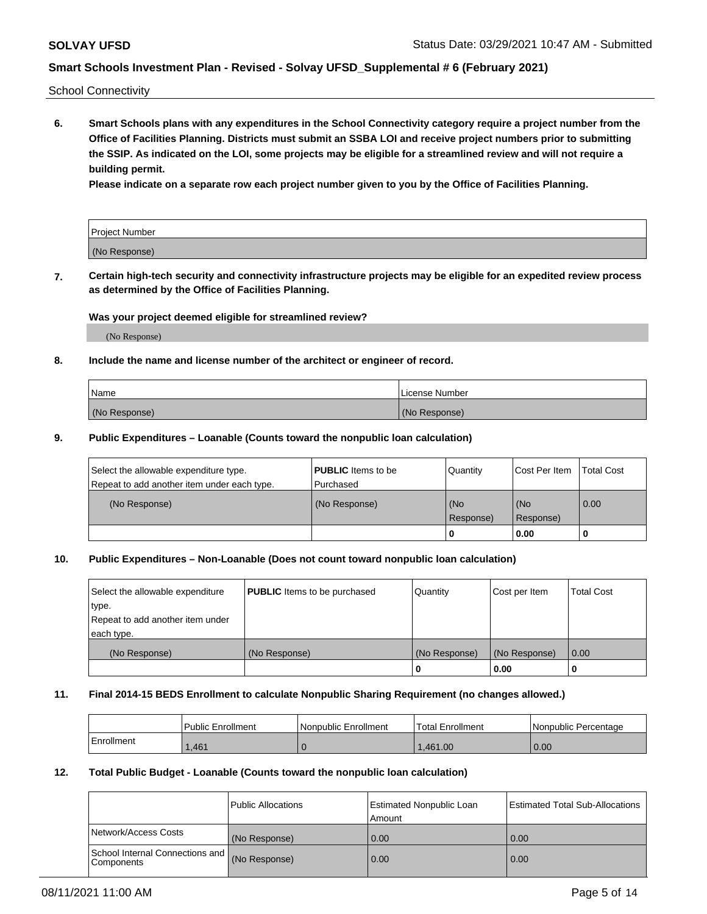School Connectivity

**6. Smart Schools plans with any expenditures in the School Connectivity category require a project number from the Office of Facilities Planning. Districts must submit an SSBA LOI and receive project numbers prior to submitting the SSIP. As indicated on the LOI, some projects may be eligible for a streamlined review and will not require a building permit.**

**Please indicate on a separate row each project number given to you by the Office of Facilities Planning.**

| Project Number |
| --- |
| (No Response) |

**7. Certain high-tech security and connectivity infrastructure projects may be eligible for an expedited review process as determined by the Office of Facilities Planning.**

**Was your project deemed eligible for streamlined review?**

(No Response)

**8. Include the name and license number of the architect or engineer of record.**

| Name | License Number |
| --- | --- |
| (No Response) | (No Response) |

**9. Public Expenditures – Loanable (Counts toward the nonpublic loan calculation)**

| Select the allowable expenditure type. Repeat to add another item under each type. | **PUBLIC** Items to be Purchased | Quantity | Cost Per Item | Total Cost |
| --- | --- | --- | --- | --- |
| (No Response) | (No Response) | (No Response) | (No Response) | 0.00 |
| | | 0 | 0.00 | 0 |

**10. Public Expenditures – Non-Loanable (Does not count toward nonpublic loan calculation)**

| Select the allowable expenditure type. Repeat to add another item under each type. | **PUBLIC** Items to be purchased | Quantity | Cost per Item | Total Cost |
| --- | --- | --- | --- | --- |
| (No Response) | (No Response) | (No Response) | (No Response) | 0.00 |
| | | 0 | 0.00 | 0 |

**11. Final 2014-15 BEDS Enrollment to calculate Nonpublic Sharing Requirement (no changes allowed.)**

| | Public Enrollment | Nonpublic Enrollment | Total Enrollment | Nonpublic Percentage |
| --- | --- | --- | --- | --- |
| Enrollment | 1,461 | 0 | 1,461.00 | 0.00 |

**12. Total Public Budget - Loanable (Counts toward the nonpublic loan calculation)**

| | Public Allocations | Estimated Nonpublic Loan Amount | Estimated Total Sub-Allocations |
| --- | --- | --- | --- |
| Network/Access Costs | (No Response) | 0.00 | 0.00 |
| School Internal Connections and Components | (No Response) | 0.00 | 0.00 |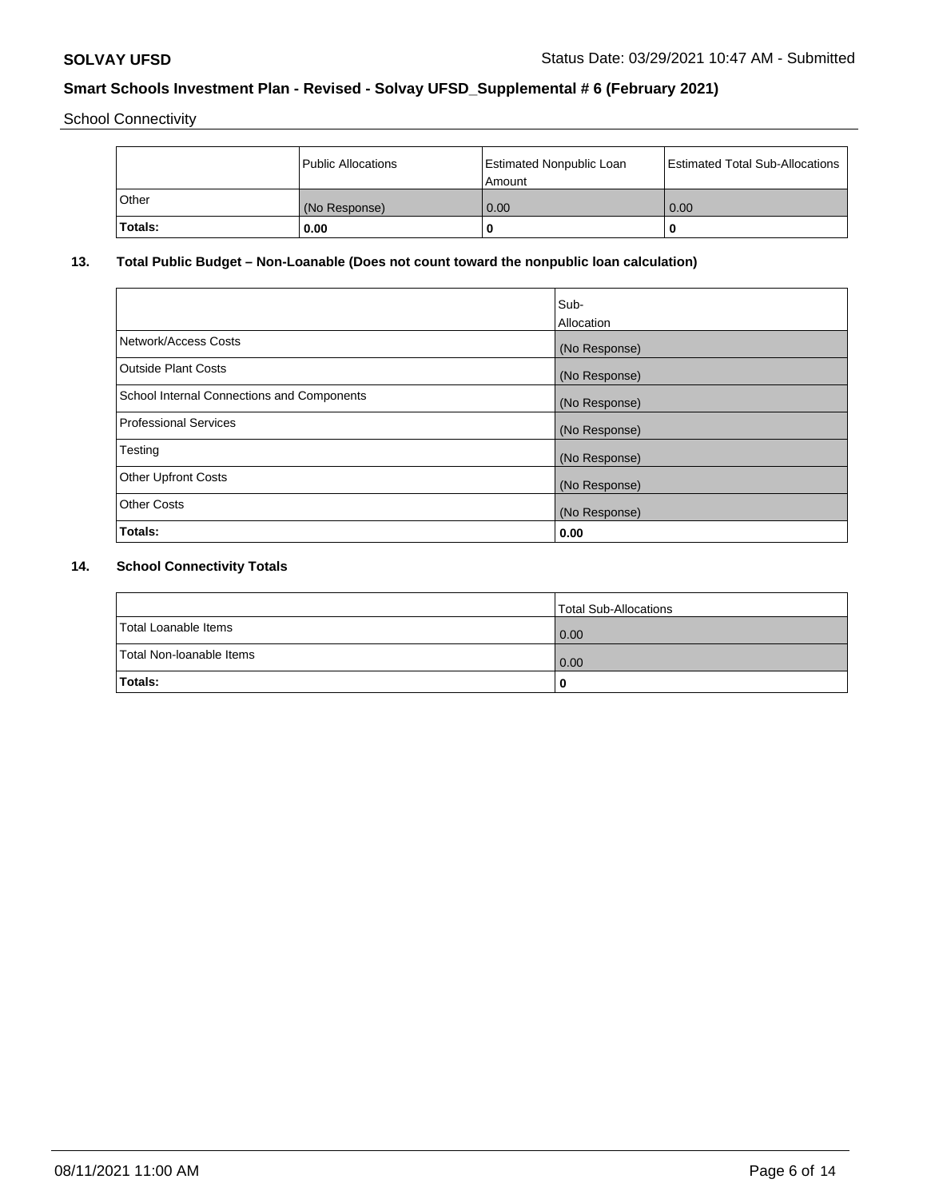School Connectivity

| | Public Allocations | Estimated Nonpublic Loan Amount | Estimated Total Sub-Allocations |
|---|---|---|---|
| Other | (No Response) | 0.00 | 0.00 |
| **Totals:** | **0.00** | **0** | **0** |

## 13. Total Public Budget – Non-Loanable (Does not count toward the nonpublic loan calculation)

| | Sub-Allocation |
|---|---|
| Network/Access Costs | (No Response) |
| Outside Plant Costs | (No Response) |
| School Internal Connections and Components | (No Response) |
| Professional Services | (No Response) |
| Testing | (No Response) |
| Other Upfront Costs | (No Response) |
| Other Costs | (No Response) |
| **Totals:** | **0.00** |

## 14. School Connectivity Totals

| | Total Sub-Allocations |
|---|---|
| Total Loanable Items | 0.00 |
| Total Non-loanable Items | 0.00 |
| **Totals:** | **0** |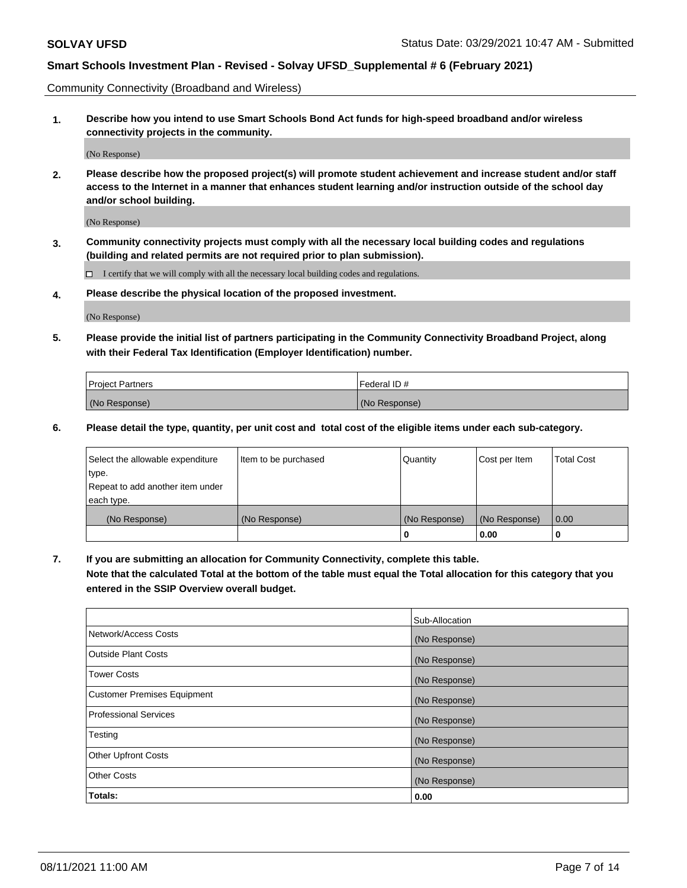Community Connectivity (Broadband and Wireless)

**1. Describe how you intend to use Smart Schools Bond Act funds for high-speed broadband and/or wireless connectivity projects in the community.**

(No Response)

**2. Please describe how the proposed project(s) will promote student achievement and increase student and/or staff access to the Internet in a manner that enhances student learning and/or instruction outside of the school day and/or school building.**

(No Response)

**3. Community connectivity projects must comply with all the necessary local building codes and regulations (building and related permits are not required prior to plan submission).**

☐ I certify that we will comply with all the necessary local building codes and regulations.

**4. Please describe the physical location of the proposed investment.**

(No Response)

**5. Please provide the initial list of partners participating in the Community Connectivity Broadband Project, along with their Federal Tax Identification (Employer Identification) number.**

| Project Partners | Federal ID # |
|---|---|
| (No Response) | (No Response) |

**6. Please detail the type, quantity, per unit cost and total cost of the eligible items under each sub-category.**

| Select the allowable expenditure type. Repeat to add another item under each type. | Item to be purchased | Quantity | Cost per Item | Total Cost |
|---|---|---|---|---|
| (No Response) | (No Response) | (No Response) | (No Response) | 0.00 |
| | | 0 | 0.00 | 0 |

**7. If you are submitting an allocation for Community Connectivity, complete this table. Note that the calculated Total at the bottom of the table must equal the Total allocation for this category that you entered in the SSIP Overview overall budget.**

| | Sub-Allocation |
|---|---|
| Network/Access Costs | (No Response) |
| Outside Plant Costs | (No Response) |
| Tower Costs | (No Response) |
| Customer Premises Equipment | (No Response) |
| Professional Services | (No Response) |
| Testing | (No Response) |
| Other Upfront Costs | (No Response) |
| Other Costs | (No Response) |
| **Totals:** | **0.00** |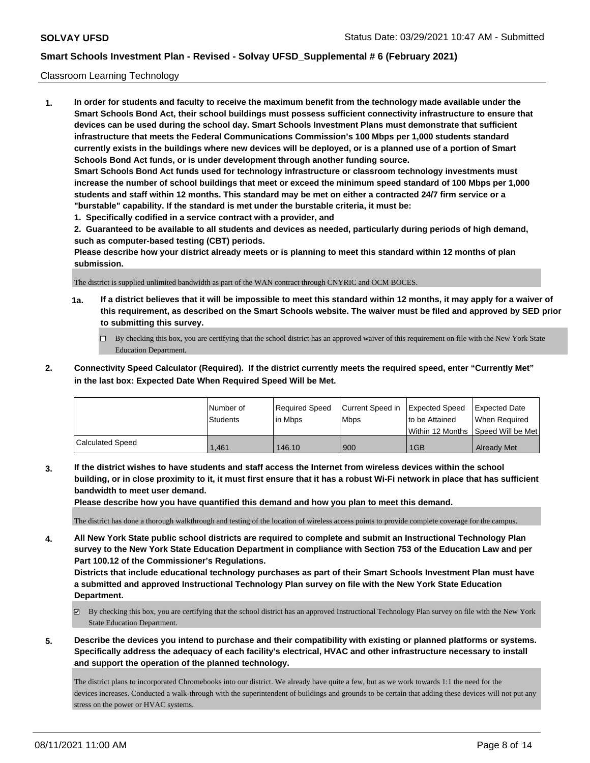## Classroom Learning Technology

**1. In order for students and faculty to receive the maximum benefit from the technology made available under the Smart Schools Bond Act, their school buildings must possess sufficient connectivity infrastructure to ensure that devices can be used during the school day. Smart Schools Investment Plans must demonstrate that sufficient infrastructure that meets the Federal Communications Commission's 100 Mbps per 1,000 students standard currently exists in the buildings where new devices will be deployed, or is a planned use of a portion of Smart Schools Bond Act funds, or is under development through another funding source.**

**Smart Schools Bond Act funds used for technology infrastructure or classroom technology investments must increase the number of school buildings that meet or exceed the minimum speed standard of 100 Mbps per 1,000 students and staff within 12 months. This standard may be met on either a contracted 24/7 firm service or a "burstable" capability. If the standard is met under the burstable criteria, it must be:**

**1. Specifically codified in a service contract with a provider, and**

**2. Guaranteed to be available to all students and devices as needed, particularly during periods of high demand, such as computer-based testing (CBT) periods.**

**Please describe how your district already meets or is planning to meet this standard within 12 months of plan submission.**

The district is supplied unlimited bandwidth as part of the WAN contract through CNYRIC and OCM BOCES.

**1a. If a district believes that it will be impossible to meet this standard within 12 months, it may apply for a waiver of this requirement, as described on the Smart Schools website. The waiver must be filed and approved by SED prior to submitting this survey.**

☐ By checking this box, you are certifying that the school district has an approved waiver of this requirement on file with the New York State Education Department.

**2. Connectivity Speed Calculator (Required). If the district currently meets the required speed, enter "Currently Met" in the last box: Expected Date When Required Speed Will be Met.**

| | Number of Students | Required Speed in Mbps | Current Speed in Mbps | Expected Speed to be Attained Within 12 Months | Expected Date When Required Speed Will be Met |
|---|---|---|---|---|---|
| Calculated Speed | 1,461 | 146.10 | 900 | 1GB | Already Met |

**3. If the district wishes to have students and staff access the Internet from wireless devices within the school building, or in close proximity to it, it must first ensure that it has a robust Wi-Fi network in place that has sufficient bandwidth to meet user demand.**

**Please describe how you have quantified this demand and how you plan to meet this demand.**

The district has done a thorough walkthrough and testing of the location of wireless access points to provide complete coverage for the campus.

**4. All New York State public school districts are required to complete and submit an Instructional Technology Plan survey to the New York State Education Department in compliance with Section 753 of the Education Law and per Part 100.12 of the Commissioner's Regulations.**

**Districts that include educational technology purchases as part of their Smart Schools Investment Plan must have a submitted and approved Instructional Technology Plan survey on file with the New York State Education Department.**

☑ By checking this box, you are certifying that the school district has an approved Instructional Technology Plan survey on file with the New York State Education Department.

**5. Describe the devices you intend to purchase and their compatibility with existing or planned platforms or systems. Specifically address the adequacy of each facility's electrical, HVAC and other infrastructure necessary to install and support the operation of the planned technology.**

The district plans to incorporated Chromebooks into our district. We already have quite a few, but as we work towards 1:1 the need for the devices increases. Conducted a walk-through with the superintendent of buildings and grounds to be certain that adding these devices will not put any stress on the power or HVAC systems.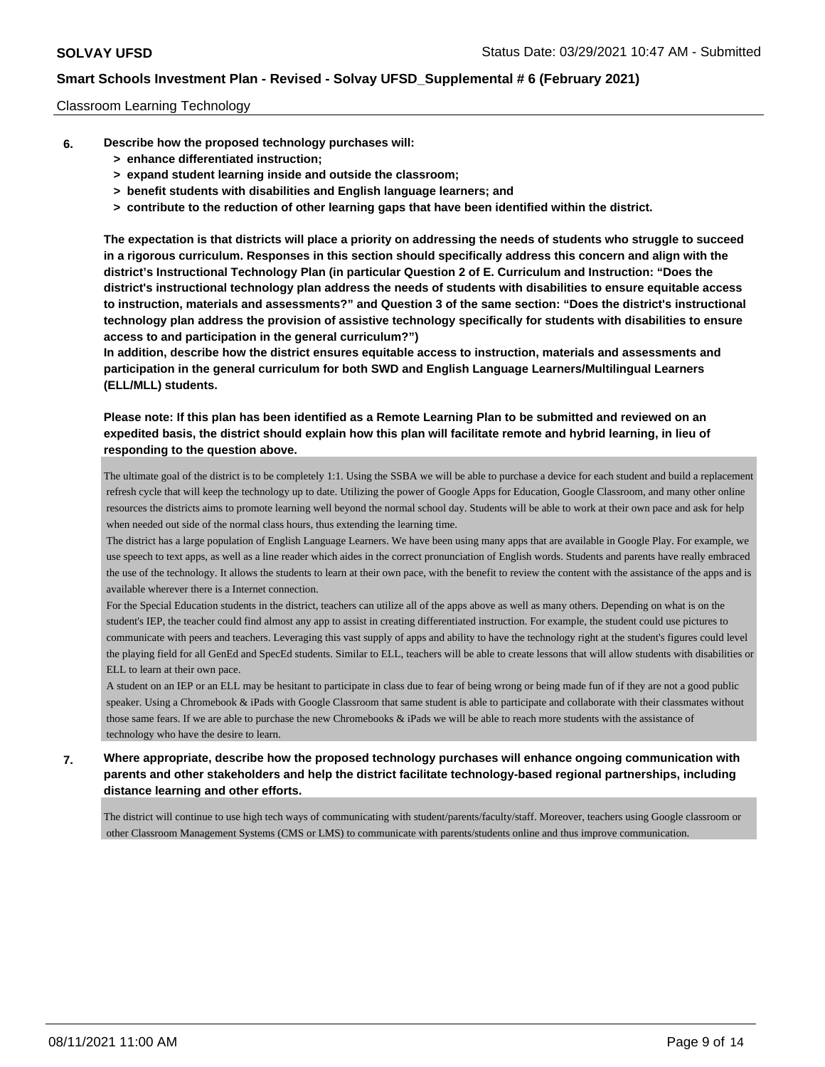Classroom Learning Technology

**6. Describe how the proposed technology purchases will:**
- **> enhance differentiated instruction;**
- **> expand student learning inside and outside the classroom;**
- **> benefit students with disabilities and English language learners; and**
- **> contribute to the reduction of other learning gaps that have been identified within the district.**

**The expectation is that districts will place a priority on addressing the needs of students who struggle to succeed in a rigorous curriculum. Responses in this section should specifically address this concern and align with the district's Instructional Technology Plan (in particular Question 2 of E. Curriculum and Instruction: "Does the district's instructional technology plan address the needs of students with disabilities to ensure equitable access to instruction, materials and assessments?" and Question 3 of the same section: "Does the district's instructional technology plan address the provision of assistive technology specifically for students with disabilities to ensure access to and participation in the general curriculum?")**

**In addition, describe how the district ensures equitable access to instruction, materials and assessments and participation in the general curriculum for both SWD and English Language Learners/Multilingual Learners (ELL/MLL) students.**

**Please note: If this plan has been identified as a Remote Learning Plan to be submitted and reviewed on an expedited basis, the district should explain how this plan will facilitate remote and hybrid learning, in lieu of responding to the question above.**

The ultimate goal of the district is to be completely 1:1. Using the SSBA we will be able to purchase a device for each student and build a replacement refresh cycle that will keep the technology up to date. Utilizing the power of Google Apps for Education, Google Classroom, and many other online resources the districts aims to promote learning well beyond the normal school day. Students will be able to work at their own pace and ask for help when needed out side of the normal class hours, thus extending the learning time.

The district has a large population of English Language Learners. We have been using many apps that are available in Google Play. For example, we use speech to text apps, as well as a line reader which aides in the correct pronunciation of English words. Students and parents have really embraced the use of the technology. It allows the students to learn at their own pace, with the benefit to review the content with the assistance of the apps and is available wherever there is a Internet connection.

For the Special Education students in the district, teachers can utilize all of the apps above as well as many others. Depending on what is on the student's IEP, the teacher could find almost any app to assist in creating differentiated instruction. For example, the student could use pictures to communicate with peers and teachers. Leveraging this vast supply of apps and ability to have the technology right at the student's figures could level the playing field for all GenEd and SpecEd students. Similar to ELL, teachers will be able to create lessons that will allow students with disabilities or ELL to learn at their own pace.

A student on an IEP or an ELL may be hesitant to participate in class due to fear of being wrong or being made fun of if they are not a good public speaker. Using a Chromebook & iPads with Google Classroom that same student is able to participate and collaborate with their classmates without those same fears. If we are able to purchase the new Chromebooks & iPads we will be able to reach more students with the assistance of technology who have the desire to learn.

**7. Where appropriate, describe how the proposed technology purchases will enhance ongoing communication with parents and other stakeholders and help the district facilitate technology-based regional partnerships, including distance learning and other efforts.**

The district will continue to use high tech ways of communicating with student/parents/faculty/staff. Moreover, teachers using Google classroom or other Classroom Management Systems (CMS or LMS) to communicate with parents/students online and thus improve communication.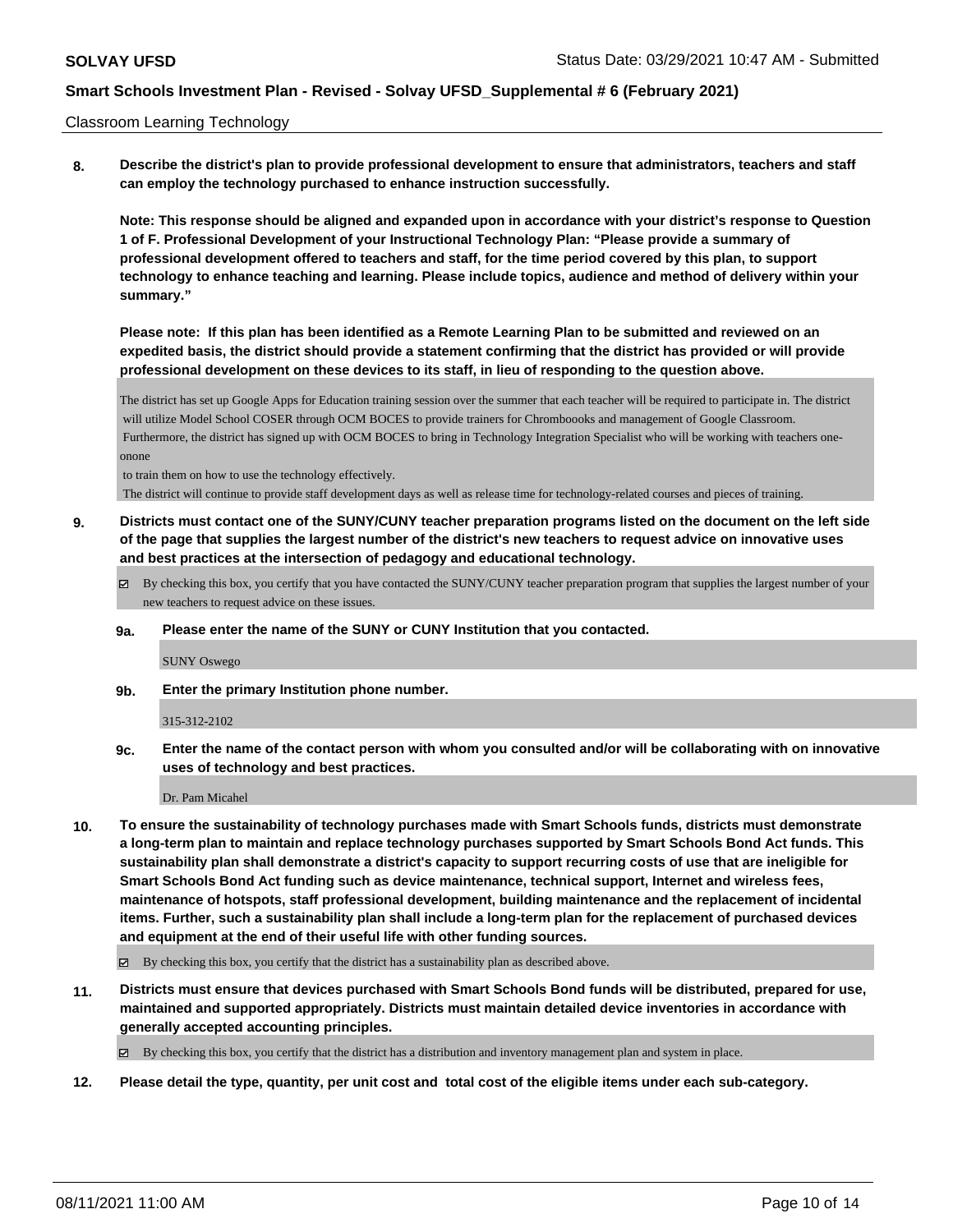Classroom Learning Technology

**8. Describe the district's plan to provide professional development to ensure that administrators, teachers and staff can employ the technology purchased to enhance instruction successfully.**

**Note: This response should be aligned and expanded upon in accordance with your district's response to Question 1 of F. Professional Development of your Instructional Technology Plan: "Please provide a summary of professional development offered to teachers and staff, for the time period covered by this plan, to support technology to enhance teaching and learning. Please include topics, audience and method of delivery within your summary."**

**Please note: If this plan has been identified as a Remote Learning Plan to be submitted and reviewed on an expedited basis, the district should provide a statement confirming that the district has provided or will provide professional development on these devices to its staff, in lieu of responding to the question above.**

The district has set up Google Apps for Education training session over the summer that each teacher will be required to participate in. The district will utilize Model School COSER through OCM BOCES to provide trainers for Chromboooks and management of Google Classroom.
Furthermore, the district has signed up with OCM BOCES to bring in Technology Integration Specialist who will be working with teachers one-onone
to train them on how to use the technology effectively.
The district will continue to provide staff development days as well as release time for technology-related courses and pieces of training.

**9. Districts must contact one of the SUNY/CUNY teacher preparation programs listed on the document on the left side of the page that supplies the largest number of the district's new teachers to request advice on innovative uses and best practices at the intersection of pedagogy and educational technology.**

☑ By checking this box, you certify that you have contacted the SUNY/CUNY teacher preparation program that supplies the largest number of your new teachers to request advice on these issues.

**9a. Please enter the name of the SUNY or CUNY Institution that you contacted.**

SUNY Oswego

**9b. Enter the primary Institution phone number.**

315-312-2102

**9c. Enter the name of the contact person with whom you consulted and/or will be collaborating with on innovative uses of technology and best practices.**

Dr. Pam Micahel

**10. To ensure the sustainability of technology purchases made with Smart Schools funds, districts must demonstrate a long-term plan to maintain and replace technology purchases supported by Smart Schools Bond Act funds. This sustainability plan shall demonstrate a district's capacity to support recurring costs of use that are ineligible for Smart Schools Bond Act funding such as device maintenance, technical support, Internet and wireless fees, maintenance of hotspots, staff professional development, building maintenance and the replacement of incidental items. Further, such a sustainability plan shall include a long-term plan for the replacement of purchased devices and equipment at the end of their useful life with other funding sources.**

☑ By checking this box, you certify that the district has a sustainability plan as described above.

**11. Districts must ensure that devices purchased with Smart Schools Bond funds will be distributed, prepared for use, maintained and supported appropriately. Districts must maintain detailed device inventories in accordance with generally accepted accounting principles.**

☑ By checking this box, you certify that the district has a distribution and inventory management plan and system in place.

**12. Please detail the type, quantity, per unit cost and total cost of the eligible items under each sub-category.**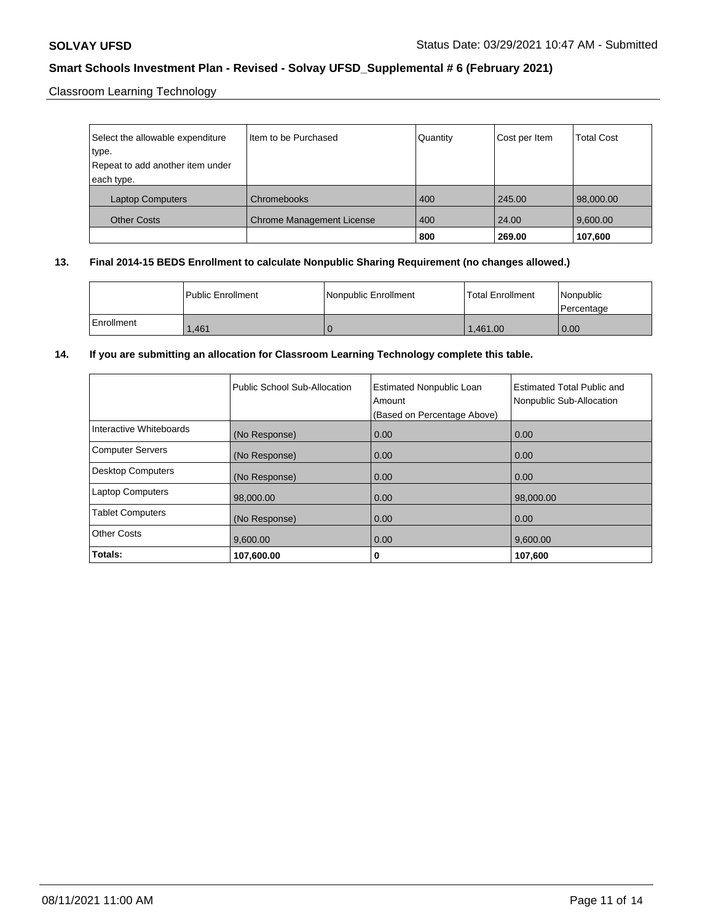Classroom Learning Technology

| Select the allowable expenditure type. Repeat to add another item under each type. | Item to be Purchased | Quantity | Cost per Item | Total Cost |
|---|---|---|---|---|
| Laptop Computers | Chromebooks | 400 | 245.00 | 98,000.00 |
| Other Costs | Chrome Management License | 400 | 24.00 | 9,600.00 |
| | | **800** | **269.00** | **107,600** |

**13. Final 2014-15 BEDS Enrollment to calculate Nonpublic Sharing Requirement (no changes allowed.)**

| | Public Enrollment | Nonpublic Enrollment | Total Enrollment | Nonpublic Percentage |
|---|---|---|---|---|
| Enrollment | 1,461 | 0 | 1,461.00 | 0.00 |

**14. If you are submitting an allocation for Classroom Learning Technology complete this table.**

| | Public School Sub-Allocation | Estimated Nonpublic Loan Amount (Based on Percentage Above) | Estimated Total Public and Nonpublic Sub-Allocation |
|---|---|---|---|
| Interactive Whiteboards | (No Response) | 0.00 | 0.00 |
| Computer Servers | (No Response) | 0.00 | 0.00 |
| Desktop Computers | (No Response) | 0.00 | 0.00 |
| Laptop Computers | 98,000.00 | 0.00 | 98,000.00 |
| Tablet Computers | (No Response) | 0.00 | 0.00 |
| Other Costs | 9,600.00 | 0.00 | 9,600.00 |
| **Totals:** | **107,600.00** | **0** | **107,600** |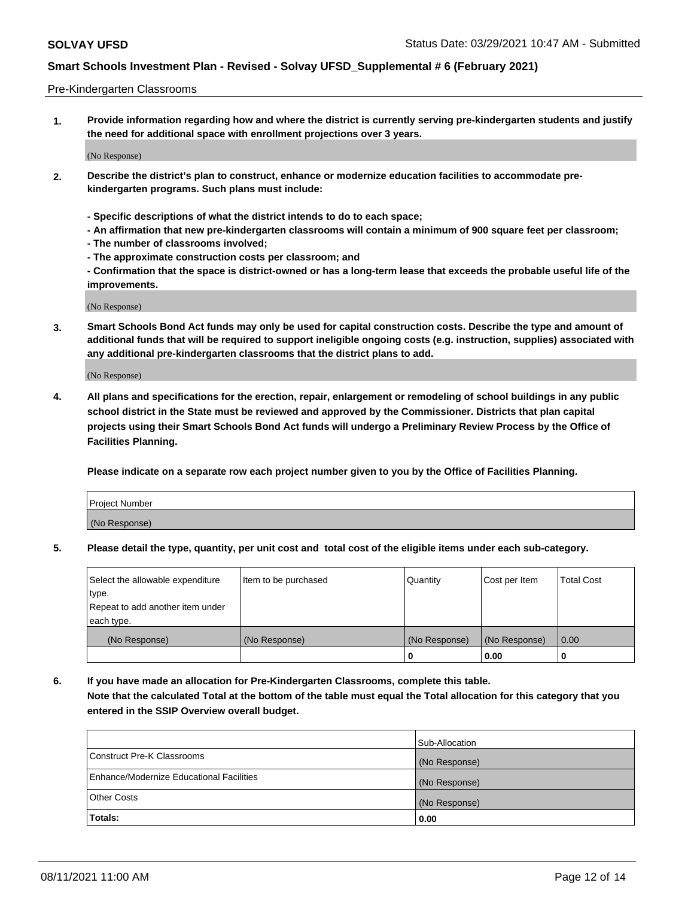Pre-Kindergarten Classrooms

**1. Provide information regarding how and where the district is currently serving pre-kindergarten students and justify the need for additional space with enrollment projections over 3 years.**

(No Response)

**2. Describe the district's plan to construct, enhance or modernize education facilities to accommodate pre-kindergarten programs. Such plans must include:**

**- Specific descriptions of what the district intends to do to each space;**
**- An affirmation that new pre-kindergarten classrooms will contain a minimum of 900 square feet per classroom;**
**- The number of classrooms involved;**
**- The approximate construction costs per classroom; and**
**- Confirmation that the space is district-owned or has a long-term lease that exceeds the probable useful life of the improvements.**

(No Response)

**3. Smart Schools Bond Act funds may only be used for capital construction costs. Describe the type and amount of additional funds that will be required to support ineligible ongoing costs (e.g. instruction, supplies) associated with any additional pre-kindergarten classrooms that the district plans to add.**

(No Response)

**4. All plans and specifications for the erection, repair, enlargement or remodeling of school buildings in any public school district in the State must be reviewed and approved by the Commissioner. Districts that plan capital projects using their Smart Schools Bond Act funds will undergo a Preliminary Review Process by the Office of Facilities Planning.**

**Please indicate on a separate row each project number given to you by the Office of Facilities Planning.**

| Project Number |
|---|
| (No Response) |

**5. Please detail the type, quantity, per unit cost and total cost of the eligible items under each sub-category.**

| Select the allowable expenditure type. Repeat to add another item under each type. | Item to be purchased | Quantity | Cost per Item | Total Cost |
|---|---|---|---|---|
| (No Response) | (No Response) | (No Response) | (No Response) | 0.00 |
| | | 0 | 0.00 | 0 |

**6. If you have made an allocation for Pre-Kindergarten Classrooms, complete this table. Note that the calculated Total at the bottom of the table must equal the Total allocation for this category that you entered in the SSIP Overview overall budget.**

| | Sub-Allocation |
|---|---|
| Construct Pre-K Classrooms | (No Response) |
| Enhance/Modernize Educational Facilities | (No Response) |
| Other Costs | (No Response) |
| **Totals:** | **0.00** |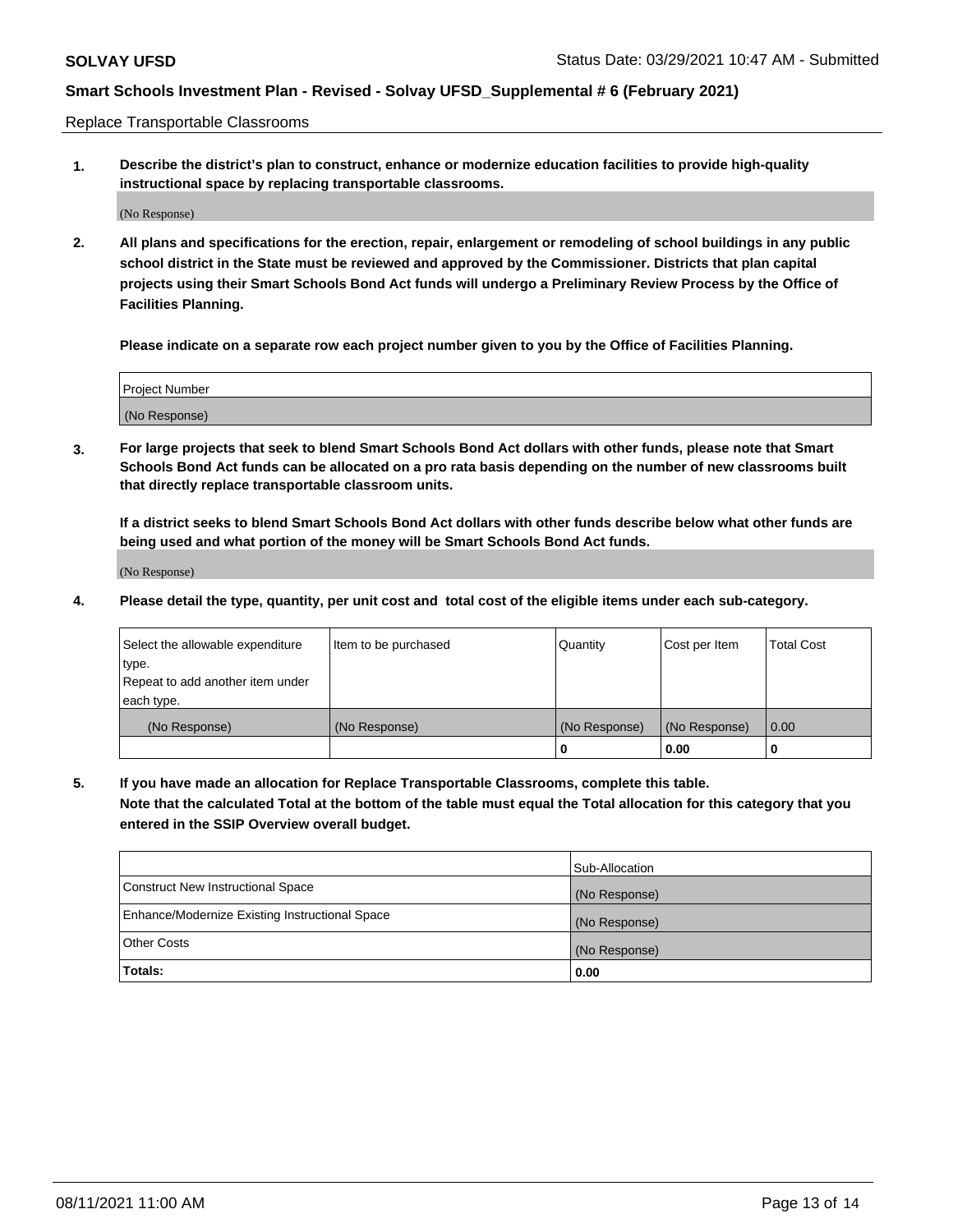Replace Transportable Classrooms

**1. Describe the district's plan to construct, enhance or modernize education facilities to provide high-quality instructional space by replacing transportable classrooms.**

(No Response)

**2. All plans and specifications for the erection, repair, enlargement or remodeling of school buildings in any public school district in the State must be reviewed and approved by the Commissioner. Districts that plan capital projects using their Smart Schools Bond Act funds will undergo a Preliminary Review Process by the Office of Facilities Planning.**

**Please indicate on a separate row each project number given to you by the Office of Facilities Planning.**

| Project Number |
|---|
| (No Response) |

**3. For large projects that seek to blend Smart Schools Bond Act dollars with other funds, please note that Smart Schools Bond Act funds can be allocated on a pro rata basis depending on the number of new classrooms built that directly replace transportable classroom units.**

**If a district seeks to blend Smart Schools Bond Act dollars with other funds describe below what other funds are being used and what portion of the money will be Smart Schools Bond Act funds.**

(No Response)

**4. Please detail the type, quantity, per unit cost and total cost of the eligible items under each sub-category.**

| Select the allowable expenditure type. Repeat to add another item under each type. | Item to be purchased | Quantity | Cost per Item | Total Cost |
|---|---|---|---|---|
| (No Response) | (No Response) | (No Response) | (No Response) | 0.00 |
| | | 0 | 0.00 | 0 |

**5. If you have made an allocation for Replace Transportable Classrooms, complete this table. Note that the calculated Total at the bottom of the table must equal the Total allocation for this category that you entered in the SSIP Overview overall budget.**

| | Sub-Allocation |
|---|---|
| Construct New Instructional Space | (No Response) |
| Enhance/Modernize Existing Instructional Space | (No Response) |
| Other Costs | (No Response) |
| **Totals:** | **0.00** |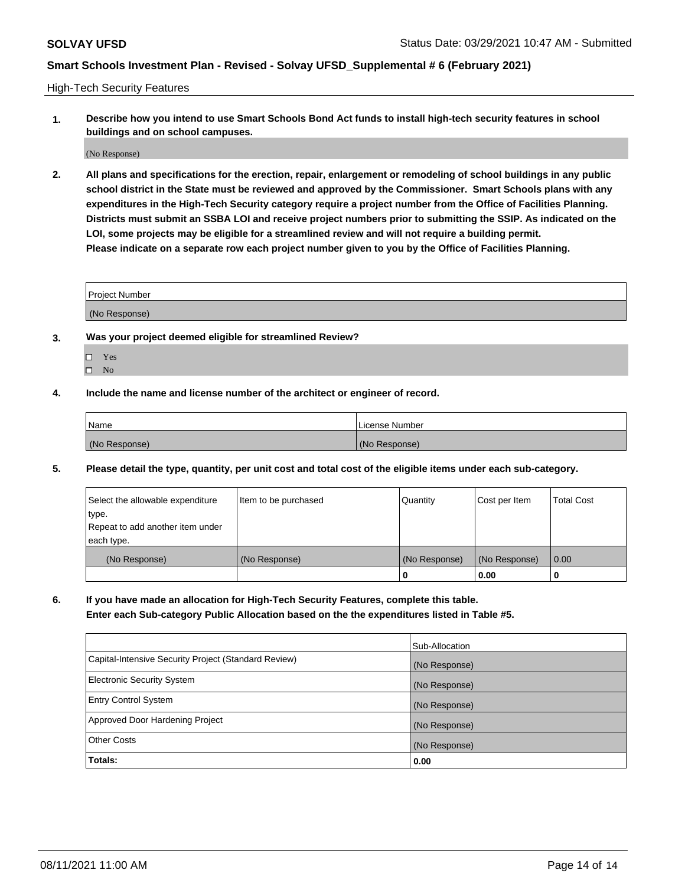High-Tech Security Features

**1. Describe how you intend to use Smart Schools Bond Act funds to install high-tech security features in school buildings and on school campuses.**

(No Response)

**2. All plans and specifications for the erection, repair, enlargement or remodeling of school buildings in any public school district in the State must be reviewed and approved by the Commissioner. Smart Schools plans with any expenditures in the High-Tech Security category require a project number from the Office of Facilities Planning. Districts must submit an SSBA LOI and receive project numbers prior to submitting the SSIP. As indicated on the LOI, some projects may be eligible for a streamlined review and will not require a building permit. Please indicate on a separate row each project number given to you by the Office of Facilities Planning.**

| Project Number |
| --- |
| (No Response) |

**3. Was your project deemed eligible for streamlined Review?**

- ☐ Yes
- ☐ No

**4. Include the name and license number of the architect or engineer of record.**

| Name | License Number |
| --- | --- |
| (No Response) | (No Response) |

**5. Please detail the type, quantity, per unit cost and total cost of the eligible items under each sub-category.**

| Select the allowable expenditure type. Repeat to add another item under each type. | Item to be purchased | Quantity | Cost per Item | Total Cost |
| --- | --- | --- | --- | --- |
| (No Response) | (No Response) | (No Response) | (No Response) | 0.00 |
| | | 0 | 0.00 | 0 |

**6. If you have made an allocation for High-Tech Security Features, complete this table. Enter each Sub-category Public Allocation based on the the expenditures listed in Table #5.**

| | Sub-Allocation |
| --- | --- |
| Capital-Intensive Security Project (Standard Review) | (No Response) |
| Electronic Security System | (No Response) |
| Entry Control System | (No Response) |
| Approved Door Hardening Project | (No Response) |
| Other Costs | (No Response) |
| **Totals:** | **0.00** |